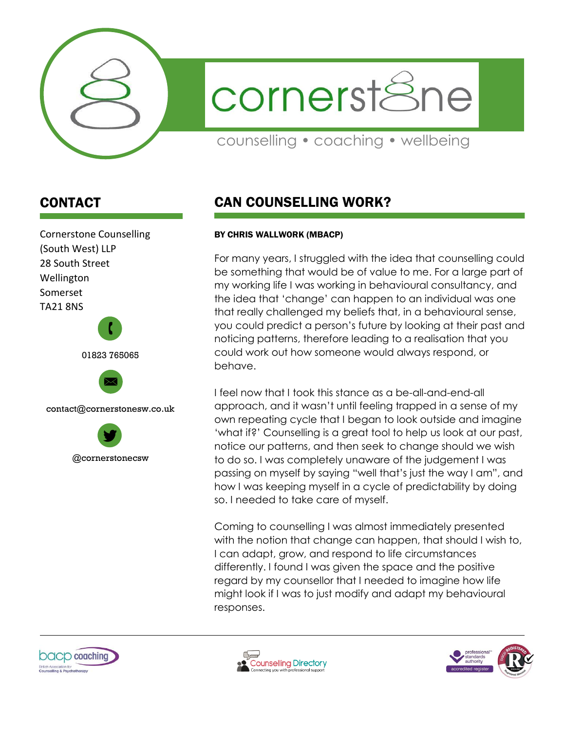cornerstone

counselling • coaching • wellbeing

## CONTACT

Cornerstone Counselling (South West) LLP
28 South Street
Wellington
Somerset
TA21 8NS

01823 765065

contact@cornerstonesw.co.uk

@cornerstonecsw

## CAN COUNSELLING WORK?

**BY CHRIS WALLWORK (MBACP)**

For many years, I struggled with the idea that counselling could be something that would be of value to me. For a large part of my working life I was working in behavioural consultancy, and the idea that 'change' can happen to an individual was one that really challenged my beliefs that, in a behavioural sense, you could predict a person's future by looking at their past and noticing patterns, therefore leading to a realisation that you could work out how someone would always respond, or behave.

I feel now that I took this stance as a be-all-and-end-all approach, and it wasn't until feeling trapped in a sense of my own repeating cycle that I began to look outside and imagine 'what if?' Counselling is a great tool to help us look at our past, notice our patterns, and then seek to change should we wish to do so. I was completely unaware of the judgement I was passing on myself by saying "well that's just the way I am", and how I was keeping myself in a cycle of predictability by doing so. I needed to take care of myself.

Coming to counselling I was almost immediately presented with the notion that change can happen, that should I wish to, I can adapt, grow, and respond to life circumstances differently. I found I was given the space and the positive regard by my counsellor that I needed to imagine how life might look if I was to just modify and adapt my behavioural responses.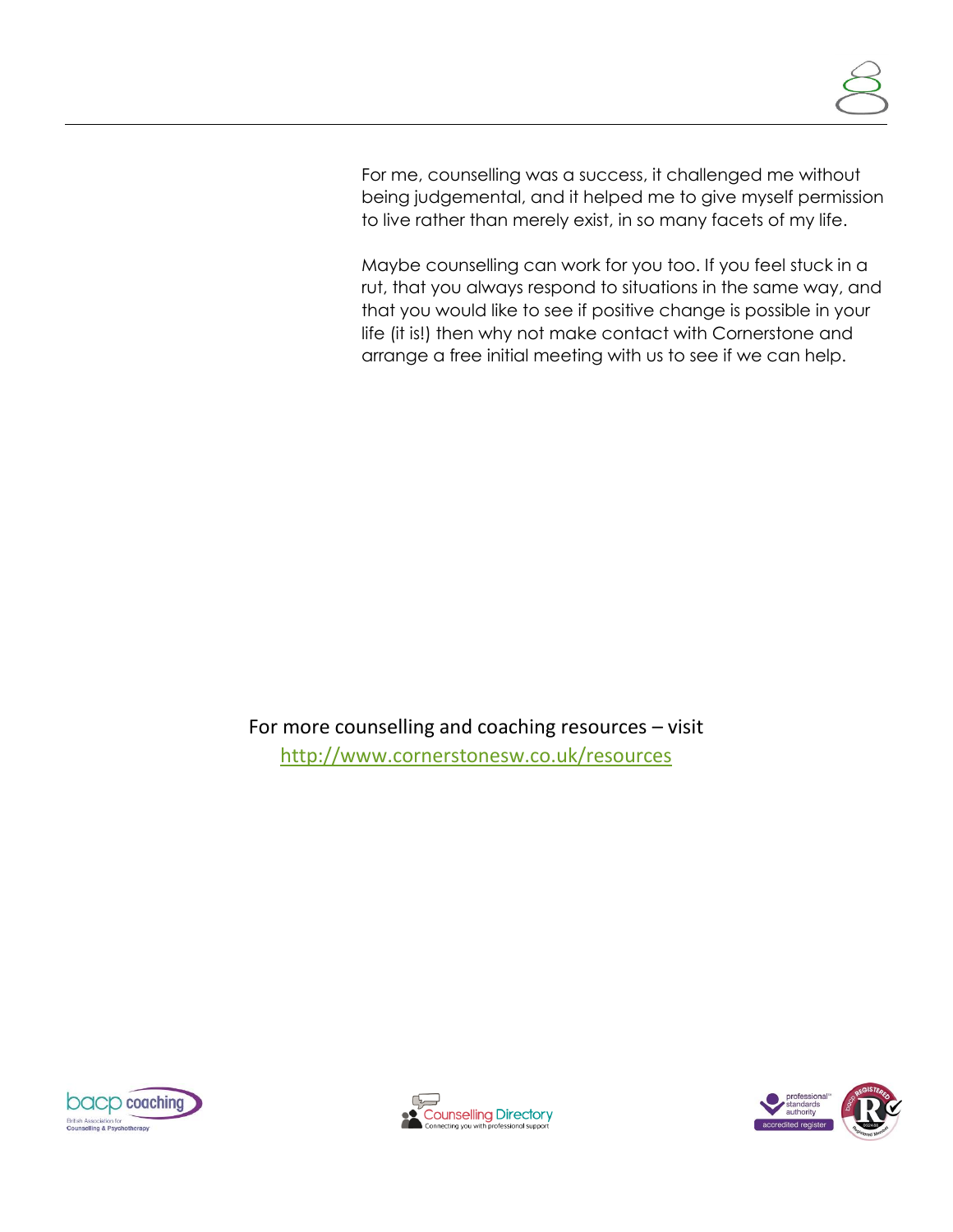For me, counselling was a success, it challenged me without being judgemental, and it helped me to give myself permission to live rather than merely exist, in so many facets of my life.

Maybe counselling can work for you too. If you feel stuck in a rut, that you always respond to situations in the same way, and that you would like to see if positive change is possible in your life (it is!) then why not make contact with Cornerstone and arrange a free initial meeting with us to see if we can help.

For more counselling and coaching resources – visit
http://www.cornerstonesw.co.uk/resources